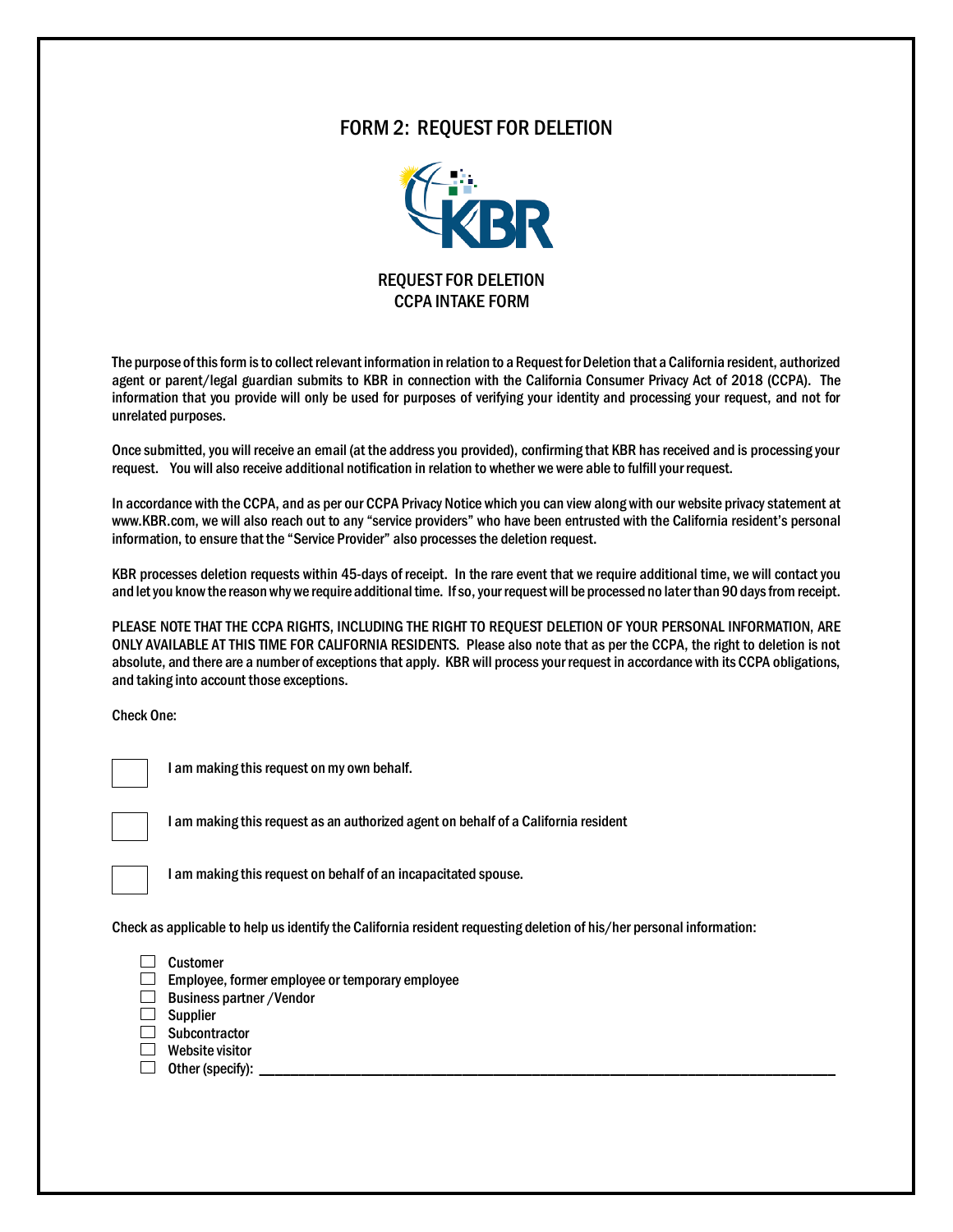# FORM 2: REQUEST FOR DELETION

## REQUEST FOR DELETION
## CCPA INTAKE FORM

The purpose of this form is to collect relevant information in relation to a Request for Deletion that a California resident, authorized agent or parent/legal guardian submits to KBR in connection with the California Consumer Privacy Act of 2018 (CCPA). The information that you provide will only be used for purposes of verifying your identity and processing your request, and not for unrelated purposes.

Once submitted, you will receive an email (at the address you provided), confirming that KBR has received and is processing your request. You will also receive additional notification in relation to whether we were able to fulfill your request.

In accordance with the CCPA, and as per our CCPA Privacy Notice which you can view along with our website privacy statement at www.KBR.com, we will also reach out to any "service providers" who have been entrusted with the California resident's personal information, to ensure that the "Service Provider" also processes the deletion request.

KBR processes deletion requests within 45-days of receipt. In the rare event that we require additional time, we will contact you and let you know the reason why we require additional time. If so, your request will be processed no later than 90 days from receipt.

PLEASE NOTE THAT THE CCPA RIGHTS, INCLUDING THE RIGHT TO REQUEST DELETION OF YOUR PERSONAL INFORMATION, ARE ONLY AVAILABLE AT THIS TIME FOR CALIFORNIA RESIDENTS. Please also note that as per the CCPA, the right to deletion is not absolute, and there are a number of exceptions that apply. KBR will process your request in accordance with its CCPA obligations, and taking into account those exceptions.

Check One:

- ☐ I am making this request on my own behalf.
- ☐ I am making this request as an authorized agent on behalf of a California resident
- ☐ I am making this request on behalf of an incapacitated spouse.

Check as applicable to help us identify the California resident requesting deletion of his/her personal information:

- ☐ Customer
- ☐ Employee, former employee or temporary employee
- ☐ Business partner /Vendor
- ☐ Supplier
- ☐ Subcontractor
- ☐ Website visitor
- ☐ Other (specify): ______________________________________________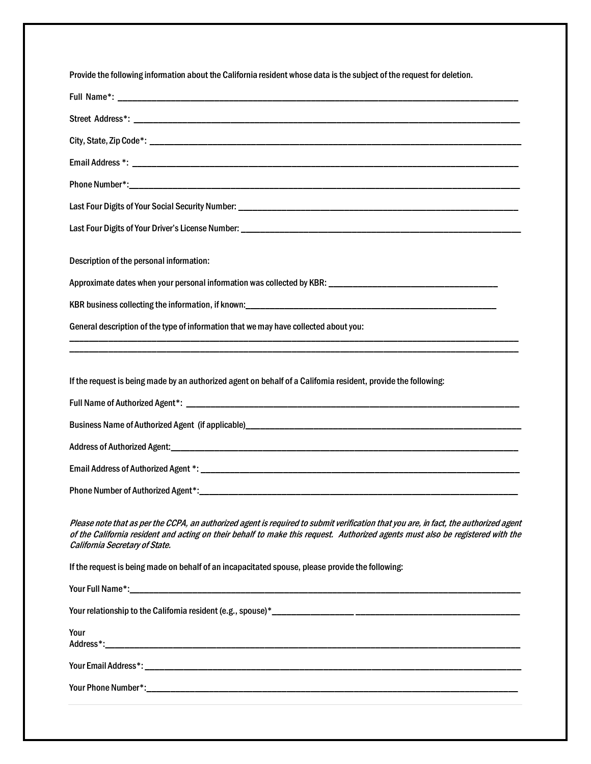Provide the following information about the California resident whose data is the subject of the request for deletion.

Full Name*: ______________________________________________________________________________

Street Address*: ______________________________________________________________________________

City, State, Zip Code*: ______________________________________________________________________________

Email Address *: ______________________________________________________________________________

Phone Number*:______________________________________________________________________________

Last Four Digits of Your Social Security Number: ________________________________________________________

Last Four Digits of Your Driver's License Number: ________________________________________________________

Description of the personal information:

Approximate dates when your personal information was collected by KBR: ___________________________________

KBR business collecting the information, if known:_____________________________________________________

General description of the type of information that we may have collected about you:

______________________________________________________________________________________________
______________________________________________________________________________________________

If the request is being made by an authorized agent on behalf of a California resident, provide the following:

Full Name of Authorized Agent*: ______________________________________________________________________

Business Name of Authorized Agent (if applicable)_______________________________________________________

Address of Authorized Agent:_________________________________________________________________________

Email Address of Authorized Agent *: __________________________________________________________________

Phone Number of Authorized Agent*:___________________________________________________________________

*Please note that as per the CCPA, an authorized agent is required to submit verification that you are, in fact, the authorized agent of the California resident and acting on their behalf to make this request. Authorized agents must also be registered with the California Secretary of State.*

If the request is being made on behalf of an incapacitated spouse, please provide the following:

Your Full Name*:_________________________________________________________________________________

Your relationship to the California resident (e.g., spouse)*___________________ ___________________________________

Your Address*:_____________________________________________________________________________________

Your Email Address*: ________________________________________________________________________________

Your Phone Number*:_________________________________________________________________________________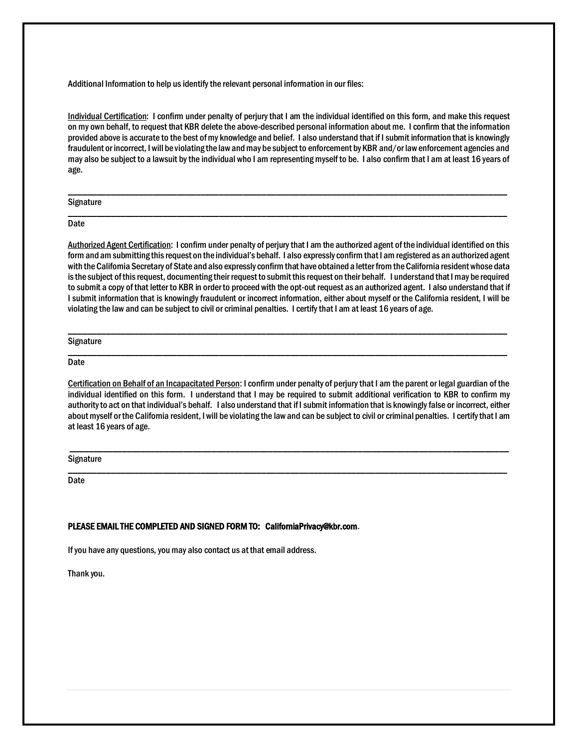Additional Information to help us identify the relevant personal information in our files:

<u>Individual Certification</u>: I confirm under penalty of perjury that I am the individual identified on this form, and make this request on my own behalf, to request that KBR delete the above-described personal information about me. I confirm that the information provided above is accurate to the best of my knowledge and belief. I also understand that if I submit information that is knowingly fraudulent or incorrect, I will be violating the law and may be subject to enforcement by KBR and/or law enforcement agencies and may also be subject to a lawsuit by the individual who I am representing myself to be. I also confirm that I am at least 16 years of age.

\_\_\_\_\_\_\_\_\_\_\_\_\_\_\_\_\_\_\_\_\_\_\_\_\_\_\_\_\_\_\_\_\_\_\_\_\_\_\_\_\_\_\_\_\_\_\_\_\_\_\_\_\_\_\_\_\_\_\_\_\_\_\_\_\_\_\_\_\_\_\_\_\_\_\_\_

Signature

\_\_\_\_\_\_\_\_\_\_\_\_\_\_\_\_\_\_\_\_\_\_\_\_\_\_\_\_\_\_\_\_\_\_\_\_\_\_\_\_\_\_\_\_\_\_\_\_\_\_\_\_\_\_\_\_\_\_\_\_\_\_\_\_\_\_\_\_\_\_\_\_\_\_\_\_

Date

<u>Authorized Agent Certification</u>: I confirm under penalty of perjury that I am the authorized agent of the individual identified on this form and am submitting this request on the individual's behalf. I also expressly confirm that I am registered as an authorized agent with the California Secretary of State and also expressly confirm that have obtained a letter from the California resident whose data is the subject of this request, documenting their request to submit this request on their behalf. I understand that I may be required to submit a copy of that letter to KBR in order to proceed with the opt-out request as an authorized agent. I also understand that if I submit information that is knowingly fraudulent or incorrect information, either about myself or the California resident, I will be violating the law and can be subject to civil or criminal penalties. I certify that I am at least 16 years of age.

\_\_\_\_\_\_\_\_\_\_\_\_\_\_\_\_\_\_\_\_\_\_\_\_\_\_\_\_\_\_\_\_\_\_\_\_\_\_\_\_\_\_\_\_\_\_\_\_\_\_\_\_\_\_\_\_\_\_\_\_\_\_\_\_\_\_\_\_\_\_\_\_\_\_\_\_

Signature

\_\_\_\_\_\_\_\_\_\_\_\_\_\_\_\_\_\_\_\_\_\_\_\_\_\_\_\_\_\_\_\_\_\_\_\_\_\_\_\_\_\_\_\_\_\_\_\_\_\_\_\_\_\_\_\_\_\_\_\_\_\_\_\_\_\_\_\_\_\_\_\_\_\_\_\_

Date

<u>Certification on Behalf of an Incapacitated Person</u>: I confirm under penalty of perjury that I am the parent or legal guardian of the individual identified on this form. I understand that I may be required to submit additional verification to KBR to confirm my authority to act on that individual's behalf. I also understand that if I submit information that is knowingly false or incorrect, either about myself or the California resident, I will be violating the law and can be subject to civil or criminal penalties. I certify that I am at least 16 years of age.

\_\_\_\_\_\_\_\_\_\_\_\_\_\_\_\_\_\_\_\_\_\_\_\_\_\_\_\_\_\_\_\_\_\_\_\_\_\_\_\_\_\_\_\_\_\_\_\_\_\_\_\_\_\_\_\_\_\_\_\_\_\_\_\_\_\_\_\_\_\_\_\_\_\_\_\_

Signature

\_\_\_\_\_\_\_\_\_\_\_\_\_\_\_\_\_\_\_\_\_\_\_\_\_\_\_\_\_\_\_\_\_\_\_\_\_\_\_\_\_\_\_\_\_\_\_\_\_\_\_\_\_\_\_\_\_\_\_\_\_\_\_\_\_\_\_\_\_\_\_\_\_\_\_\_

Date

**PLEASE EMAIL THE COMPLETED AND SIGNED FORM TO: CaliforniaPrivacy@kbr.com**.

If you have any questions, you may also contact us at that email address.

Thank you.